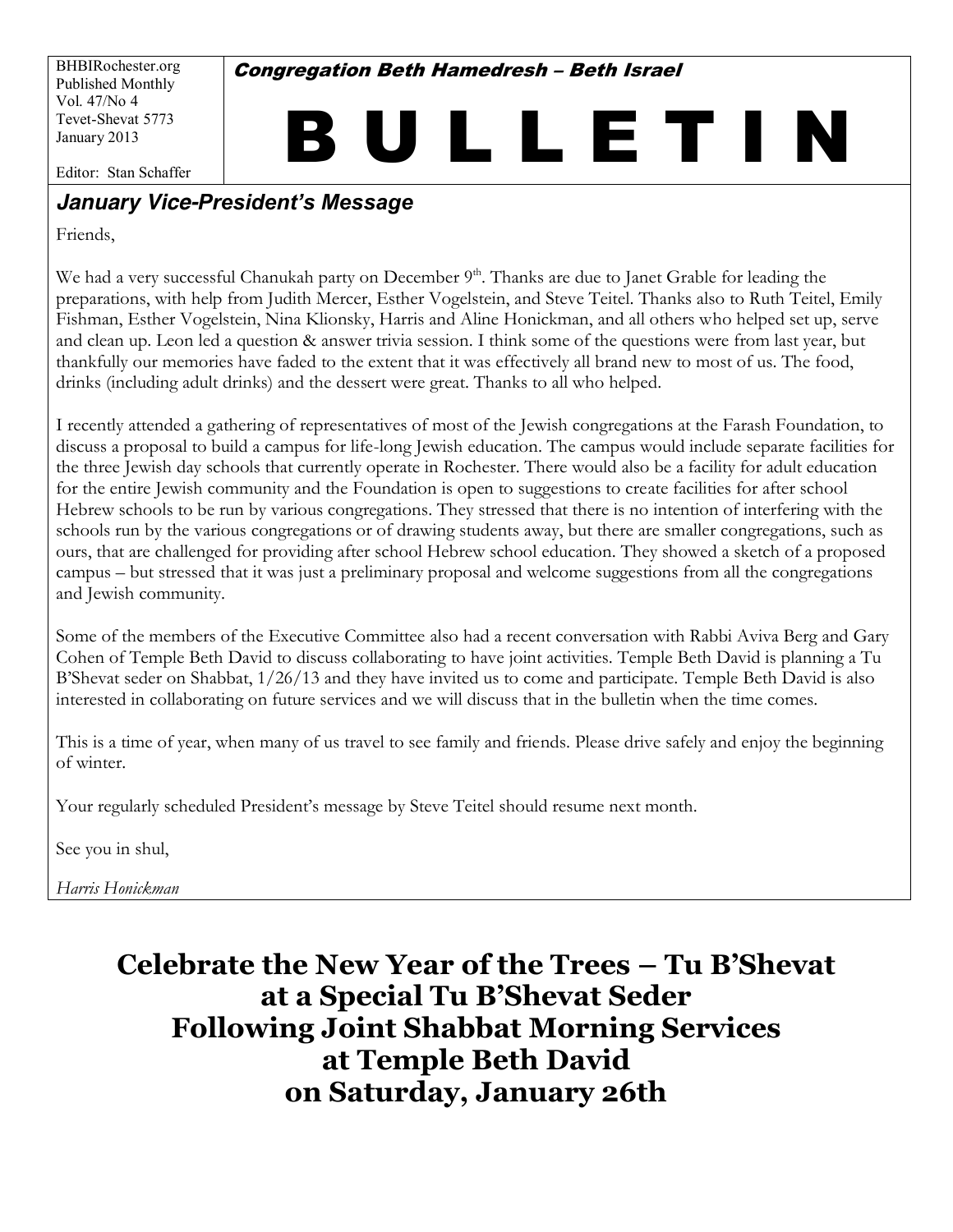BHBIRochester.org
Published Monthly
Vol. 47/No 4
Tevet-Shevat 5773
January 2013

Editor: Stan Schaffer

**Congregation Beth Hamedresh – Beth Israel**

# BULLETIN

## *January Vice-President's Message*

Friends,

We had a very successful Chanukah party on December 9th. Thanks are due to Janet Grable for leading the preparations, with help from Judith Mercer, Esther Vogelstein, and Steve Teitel. Thanks also to Ruth Teitel, Emily Fishman, Esther Vogelstein, Nina Klionsky, Harris and Aline Honickman, and all others who helped set up, serve and clean up. Leon led a question & answer trivia session. I think some of the questions were from last year, but thankfully our memories have faded to the extent that it was effectively all brand new to most of us. The food, drinks (including adult drinks) and the dessert were great. Thanks to all who helped.

I recently attended a gathering of representatives of most of the Jewish congregations at the Farash Foundation, to discuss a proposal to build a campus for life-long Jewish education. The campus would include separate facilities for the three Jewish day schools that currently operate in Rochester. There would also be a facility for adult education for the entire Jewish community and the Foundation is open to suggestions to create facilities for after school Hebrew schools to be run by various congregations. They stressed that there is no intention of interfering with the schools run by the various congregations or of drawing students away, but there are smaller congregations, such as ours, that are challenged for providing after school Hebrew school education. They showed a sketch of a proposed campus – but stressed that it was just a preliminary proposal and welcome suggestions from all the congregations and Jewish community.

Some of the members of the Executive Committee also had a recent conversation with Rabbi Aviva Berg and Gary Cohen of Temple Beth David to discuss collaborating to have joint activities. Temple Beth David is planning a Tu B'Shevat seder on Shabbat, 1/26/13 and they have invited us to come and participate. Temple Beth David is also interested in collaborating on future services and we will discuss that in the bulletin when the time comes.

This is a time of year, when many of us travel to see family and friends. Please drive safely and enjoy the beginning of winter.

Your regularly scheduled President's message by Steve Teitel should resume next month.

See you in shul,

*Harris Honickman*

## Celebrate the New Year of the Trees – Tu B'Shevat at a Special Tu B'Shevat Seder Following Joint Shabbat Morning Services at Temple Beth David on Saturday, January 26th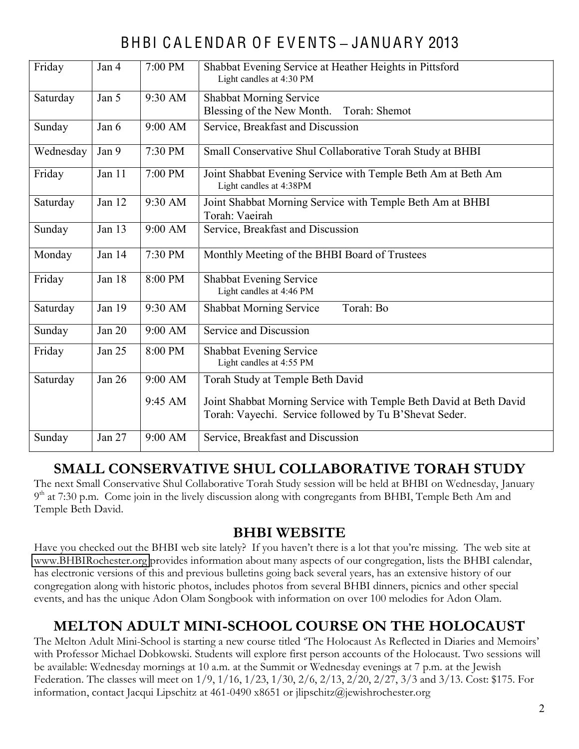# BHBI CALENDAR OF EVENTS – JANUARY 2013

| | | | |
|---|---|---|---|
| Friday | Jan 4 | 7:00 PM | Shabbat Evening Service at Heather Heights in Pittsford<br>Light candles at 4:30 PM |
| Saturday | Jan 5 | 9:30 AM | Shabbat Morning Service<br>Blessing of the New Month. Torah: Shemot |
| Sunday | Jan 6 | 9:00 AM | Service, Breakfast and Discussion |
| Wednesday | Jan 9 | 7:30 PM | Small Conservative Shul Collaborative Torah Study at BHBI |
| Friday | Jan 11 | 7:00 PM | Joint Shabbat Evening Service with Temple Beth Am at Beth Am<br>Light candles at 4:38PM |
| Saturday | Jan 12 | 9:30 AM | Joint Shabbat Morning Service with Temple Beth Am at BHBI<br>Torah: Vaeirah |
| Sunday | Jan 13 | 9:00 AM | Service, Breakfast and Discussion |
| Monday | Jan 14 | 7:30 PM | Monthly Meeting of the BHBI Board of Trustees |
| Friday | Jan 18 | 8:00 PM | Shabbat Evening Service<br>Light candles at 4:46 PM |
| Saturday | Jan 19 | 9:30 AM | Shabbat Morning Service Torah: Bo |
| Sunday | Jan 20 | 9:00 AM | Service and Discussion |
| Friday | Jan 25 | 8:00 PM | Shabbat Evening Service<br>Light candles at 4:55 PM |
| Saturday | Jan 26 | 9:00 AM<br><br>9:45 AM | Torah Study at Temple Beth David<br><br>Joint Shabbat Morning Service with Temple Beth David at Beth David<br>Torah: Vayechi. Service followed by Tu B'Shevat Seder. |
| Sunday | Jan 27 | 9:00 AM | Service, Breakfast and Discussion |

## SMALL CONSERVATIVE SHUL COLLABORATIVE TORAH STUDY

The next Small Conservative Shul Collaborative Torah Study session will be held at BHBI on Wednesday, January 9th at 7:30 p.m. Come join in the lively discussion along with congregants from BHBI, Temple Beth Am and Temple Beth David.

## BHBI WEBSITE

Have you checked out the BHBI web site lately? If you haven't there is a lot that you're missing. The web site at www.BHBIRochester.org provides information about many aspects of our congregation, lists the BHBI calendar, has electronic versions of this and previous bulletins going back several years, has an extensive history of our congregation along with historic photos, includes photos from several BHBI dinners, picnics and other special events, and has the unique Adon Olam Songbook with information on over 100 melodies for Adon Olam.

## MELTON ADULT MINI-SCHOOL COURSE ON THE HOLOCAUST

The Melton Adult Mini-School is starting a new course titled 'The Holocaust As Reflected in Diaries and Memoirs' with Professor Michael Dobkowski. Students will explore first person accounts of the Holocaust. Two sessions will be available: Wednesday mornings at 10 a.m. at the Summit or Wednesday evenings at 7 p.m. at the Jewish Federation. The classes will meet on 1/9, 1/16, 1/23, 1/30, 2/6, 2/13, 2/20, 2/27, 3/3 and 3/13. Cost: $175. For information, contact Jacqui Lipschitz at 461-0490 x8651 or jlipschitz@jewishrochester.org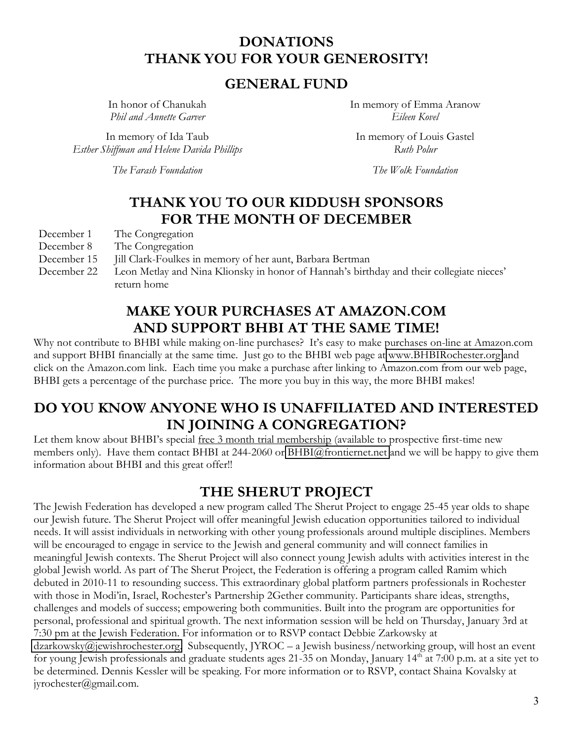# DONATIONS
# THANK YOU FOR YOUR GENEROSITY!

## GENERAL FUND

In honor of Chanukah
*Phil and Annette Garver*

In memory of Ida Taub
*Esther Shiffman and Helene Davida Phillips*

*The Farash Foundation*

In memory of Emma Aranow
*Eileen Kovel*

In memory of Louis Gastel
*Ruth Polur*

*The Wolk Foundation*

## THANK YOU TO OUR KIDDUSH SPONSORS FOR THE MONTH OF DECEMBER

| | |
|---|---|
| December 1 | The Congregation |
| December 8 | The Congregation |
| December 15 | Jill Clark-Foulkes in memory of her aunt, Barbara Bertman |
| December 22 | Leon Metlay and Nina Klionsky in honor of Hannah's birthday and their collegiate nieces' return home |

## MAKE YOUR PURCHASES AT AMAZON.COM AND SUPPORT BHBI AT THE SAME TIME!

Why not contribute to BHBI while making on-line purchases? It's easy to make purchases on-line at Amazon.com and support BHBI financially at the same time. Just go to the BHBI web page at www.BHBIRochester.org and click on the Amazon.com link. Each time you make a purchase after linking to Amazon.com from our web page, BHBI gets a percentage of the purchase price. The more you buy in this way, the more BHBI makes!

## DO YOU KNOW ANYONE WHO IS UNAFFILIATED AND INTERESTED IN JOINING A CONGREGATION?

Let them know about BHBI's special free 3 month trial membership (available to prospective first-time new members only). Have them contact BHBI at 244-2060 or BHBI@frontiernet.net and we will be happy to give them information about BHBI and this great offer!!

## THE SHERUT PROJECT

The Jewish Federation has developed a new program called The Sherut Project to engage 25-45 year olds to shape our Jewish future. The Sherut Project will offer meaningful Jewish education opportunities tailored to individual needs. It will assist individuals in networking with other young professionals around multiple disciplines. Members will be encouraged to engage in service to the Jewish and general community and will connect families in meaningful Jewish contexts. The Sherut Project will also connect young Jewish adults with activities interest in the global Jewish world. As part of The Sherut Project, the Federation is offering a program called Ramim which debuted in 2010-11 to resounding success. This extraordinary global platform partners professionals in Rochester with those in Modi'in, Israel, Rochester's Partnership 2Gether community. Participants share ideas, strengths, challenges and models of success; empowering both communities. Built into the program are opportunities for personal, professional and spiritual growth. The next information session will be held on Thursday, January 3rd at 7:30 pm at the Jewish Federation. For information or to RSVP contact Debbie Zarkowsky at dzarkowsky@jewishrochester.org. Subsequently, JYROC – a Jewish business/networking group, will host an event for young Jewish professionals and graduate students ages 21-35 on Monday, January 14th at 7:00 p.m. at a site yet to be determined. Dennis Kessler will be speaking. For more information or to RSVP, contact Shaina Kovalsky at jyrochester@gmail.com.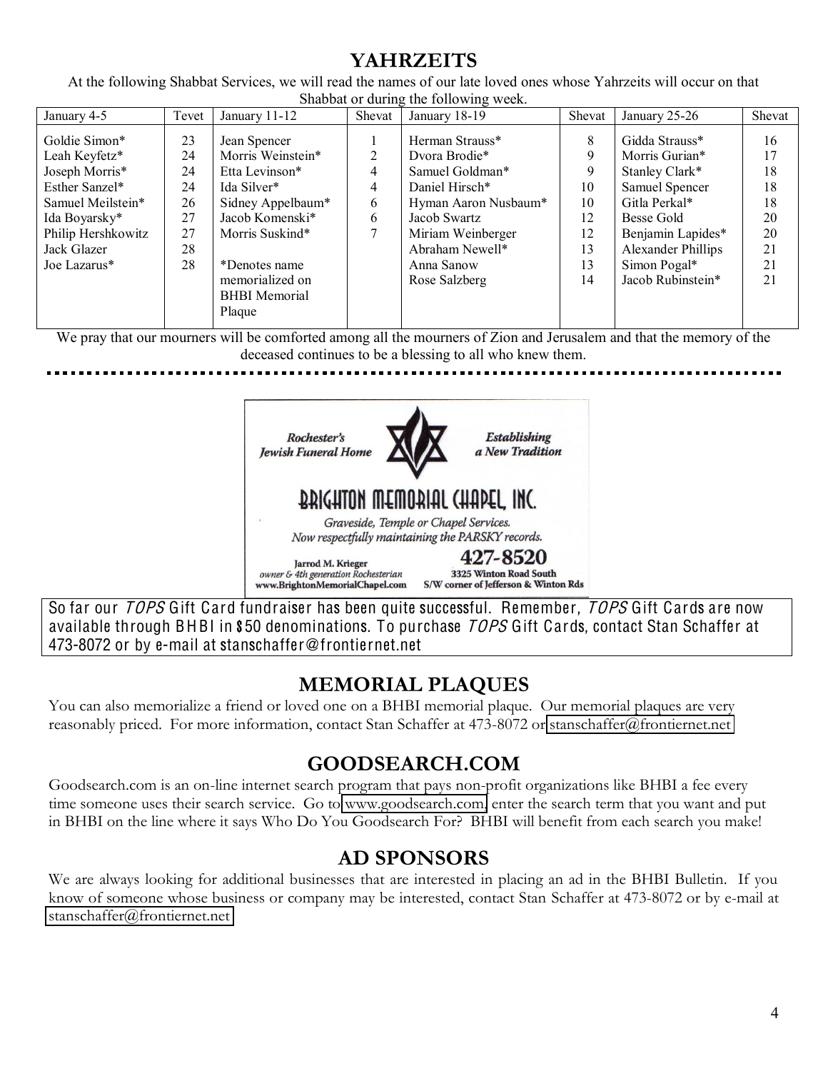## YAHRZEITS

At the following Shabbat Services, we will read the names of our late loved ones whose Yahrzeits will occur on that Shabbat or during the following week.

| January 4-5 | Tevet | January 11-12 | Shevat | January 18-19 | Shevat | January 25-26 | Shevat |
|---|---|---|---|---|---|---|---|
| Goldie Simon* | 23 | Jean Spencer | 1 | Herman Strauss* | 8 | Gidda Strauss* | 16 |
| Leah Keyfetz* | 24 | Morris Weinstein* | 2 | Dvora Brodie* | 9 | Morris Gurian* | 17 |
| Joseph Morris* | 24 | Etta Levinson* | 4 | Samuel Goldman* | 9 | Stanley Clark* | 18 |
| Esther Sanzel* | 24 | Ida Silver* | 4 | Daniel Hirsch* | 10 | Samuel Spencer | 18 |
| Samuel Meilstein* | 26 | Sidney Appelbaum* | 6 | Hyman Aaron Nusbaum* | 10 | Gitla Perkal* | 18 |
| Ida Boyarsky* | 27 | Jacob Komenski* | 6 | Jacob Swartz | 12 | Besse Gold | 20 |
| Philip Hershkowitz | 27 | Morris Suskind* | 7 | Miriam Weinberger | 12 | Benjamin Lapides* | 20 |
| Jack Glazer | 28 | | | Abraham Newell* | 13 | Alexander Phillips | 21 |
| Joe Lazarus* | 28 | *Denotes name memorialized on BHBI Memorial Plaque | | Anna Sanow | 13 | Simon Pogal* | 21 |
| | | | | Rose Salzberg | 14 | Jacob Rubinstein* | 21 |

We pray that our mourners will be comforted among all the mourners of Zion and Jerusalem and that the memory of the deceased continues to be a blessing to all who knew them.

*Rochester's Jewish Funeral Home* — *Establishing a New Tradition*

BRIGHTON MEMORIAL CHAPEL, INC.

*Graveside, Temple or Chapel Services.*
*Now respectfully maintaining the PARSKY records.*

Jarrod M. Krieger
*owner & 4th generation Rochesterian*
www.BrightonMemorialChapel.com

427-8520
3325 Winton Road South
S/W corner of Jefferson & Winton Rds

So far our *TOPS* Gift Card fundraiser has been quite successful. Remember, *TOPS* Gift Cards are now available through BHBI in $50 denominations. To purchase *TOPS* Gift Cards, contact Stan Schaffer at 473-8072 or by e-mail at stanschaffer@frontiernet.net

## MEMORIAL PLAQUES

You can also memorialize a friend or loved one on a BHBI memorial plaque. Our memorial plaques are very reasonably priced. For more information, contact Stan Schaffer at 473-8072 or stanschaffer@frontiernet.net

## GOODSEARCH.COM

Goodsearch.com is an on-line internet search program that pays non-profit organizations like BHBI a fee every time someone uses their search service. Go to www.goodsearch.com, enter the search term that you want and put in BHBI on the line where it says Who Do You Goodsearch For? BHBI will benefit from each search you make!

## AD SPONSORS

We are always looking for additional businesses that are interested in placing an ad in the BHBI Bulletin. If you know of someone whose business or company may be interested, contact Stan Schaffer at 473-8072 or by e-mail at stanschaffer@frontiernet.net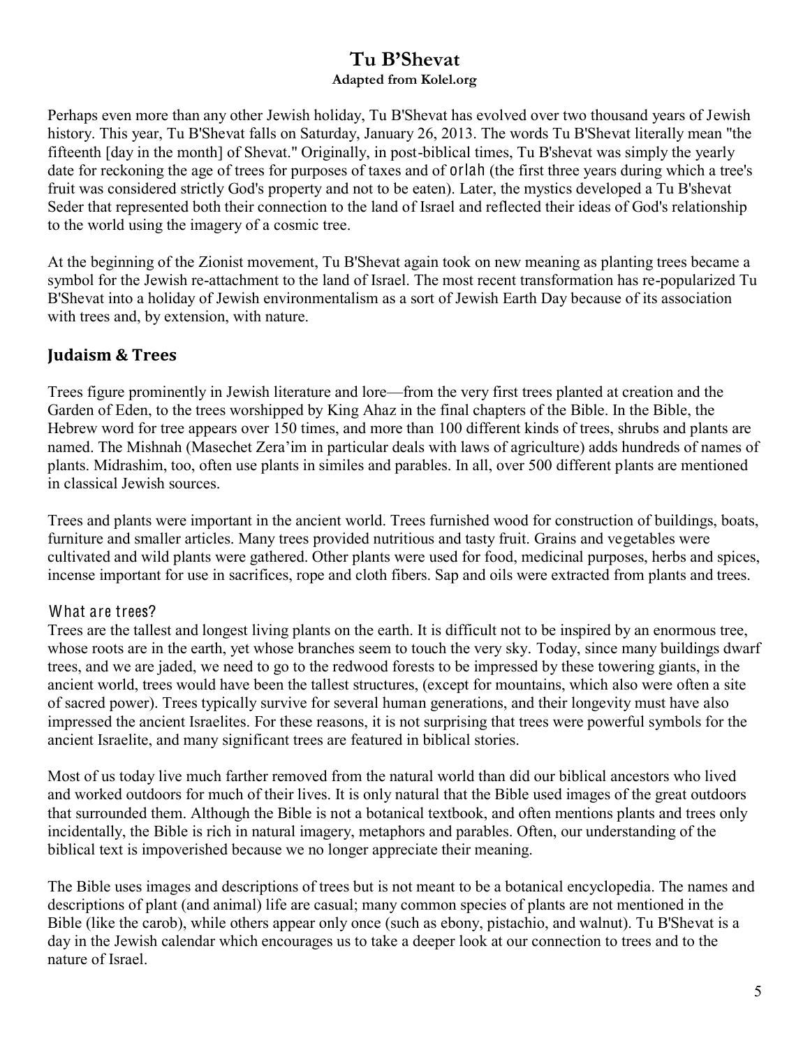# Tu B'Shevat

**Adapted from Kolel.org**

Perhaps even more than any other Jewish holiday, Tu B'Shevat has evolved over two thousand years of Jewish history. This year, Tu B'Shevat falls on Saturday, January 26, 2013. The words Tu B'Shevat literally mean "the fifteenth [day in the month] of Shevat." Originally, in post-biblical times, Tu B'shevat was simply the yearly date for reckoning the age of trees for purposes of taxes and of orlah (the first three years during which a tree's fruit was considered strictly God's property and not to be eaten). Later, the mystics developed a Tu B'shevat Seder that represented both their connection to the land of Israel and reflected their ideas of God's relationship to the world using the imagery of a cosmic tree.

At the beginning of the Zionist movement, Tu B'Shevat again took on new meaning as planting trees became a symbol for the Jewish re-attachment to the land of Israel. The most recent transformation has re-popularized Tu B'Shevat into a holiday of Jewish environmentalism as a sort of Jewish Earth Day because of its association with trees and, by extension, with nature.

## Judaism & Trees

Trees figure prominently in Jewish literature and lore—from the very first trees planted at creation and the Garden of Eden, to the trees worshipped by King Ahaz in the final chapters of the Bible. In the Bible, the Hebrew word for tree appears over 150 times, and more than 100 different kinds of trees, shrubs and plants are named. The Mishnah (Masechet Zera'im in particular deals with laws of agriculture) adds hundreds of names of plants. Midrashim, too, often use plants in similes and parables. In all, over 500 different plants are mentioned in classical Jewish sources.

Trees and plants were important in the ancient world. Trees furnished wood for construction of buildings, boats, furniture and smaller articles. Many trees provided nutritious and tasty fruit. Grains and vegetables were cultivated and wild plants were gathered. Other plants were used for food, medicinal purposes, herbs and spices, incense important for use in sacrifices, rope and cloth fibers. Sap and oils were extracted from plants and trees.

### What are trees?

Trees are the tallest and longest living plants on the earth. It is difficult not to be inspired by an enormous tree, whose roots are in the earth, yet whose branches seem to touch the very sky. Today, since many buildings dwarf trees, and we are jaded, we need to go to the redwood forests to be impressed by these towering giants, in the ancient world, trees would have been the tallest structures, (except for mountains, which also were often a site of sacred power). Trees typically survive for several human generations, and their longevity must have also impressed the ancient Israelites. For these reasons, it is not surprising that trees were powerful symbols for the ancient Israelite, and many significant trees are featured in biblical stories.

Most of us today live much farther removed from the natural world than did our biblical ancestors who lived and worked outdoors for much of their lives. It is only natural that the Bible used images of the great outdoors that surrounded them. Although the Bible is not a botanical textbook, and often mentions plants and trees only incidentally, the Bible is rich in natural imagery, metaphors and parables. Often, our understanding of the biblical text is impoverished because we no longer appreciate their meaning.

The Bible uses images and descriptions of trees but is not meant to be a botanical encyclopedia. The names and descriptions of plant (and animal) life are casual; many common species of plants are not mentioned in the Bible (like the carob), while others appear only once (such as ebony, pistachio, and walnut). Tu B'Shevat is a day in the Jewish calendar which encourages us to take a deeper look at our connection to trees and to the nature of Israel.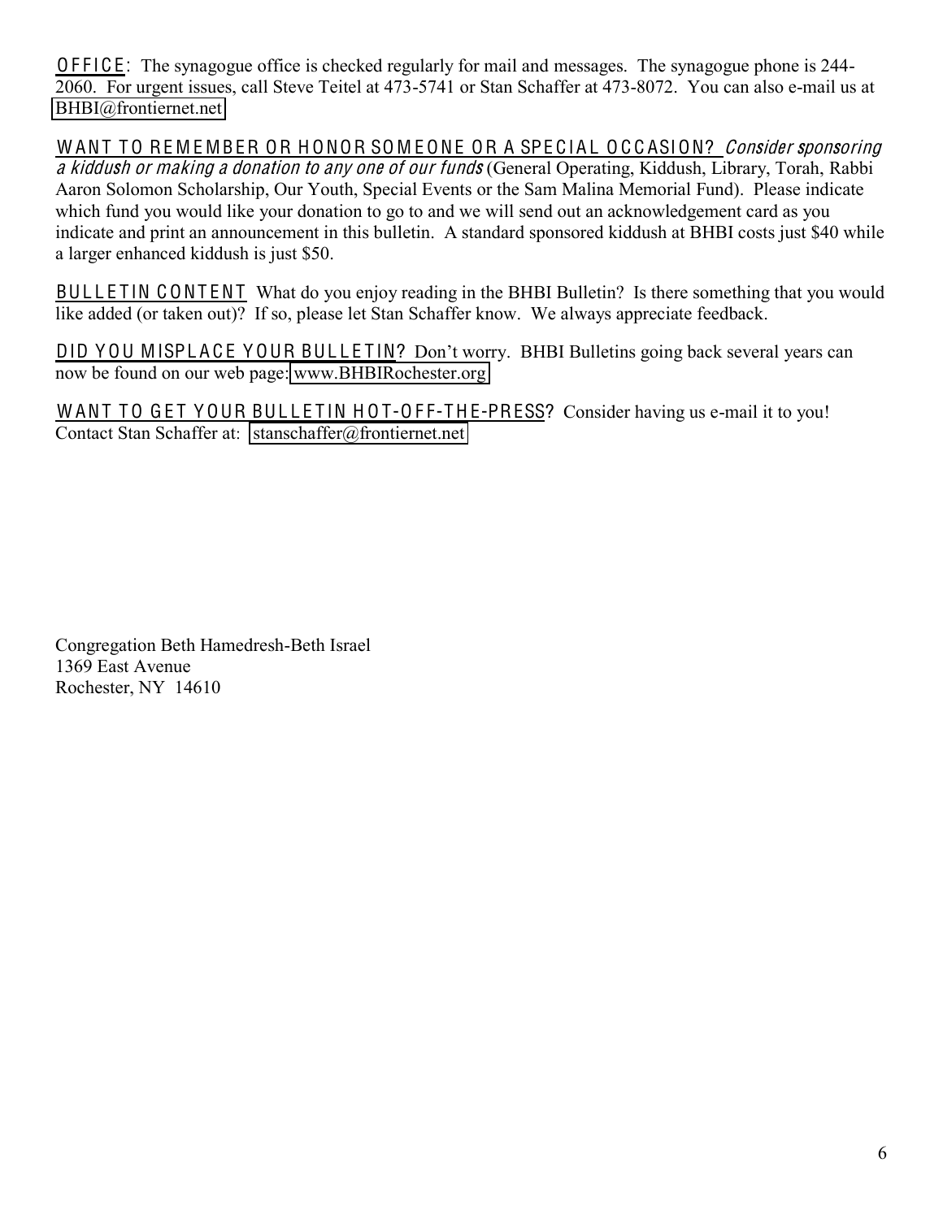**OFFICE**: The synagogue office is checked regularly for mail and messages. The synagogue phone is 244-2060. For urgent issues, call Steve Teitel at 473-5741 or Stan Schaffer at 473-8072. You can also e-mail us at BHBI@frontiernet.net

**WANT TO REMEMBER OR HONOR SOMEONE OR A SPECIAL OCCASION?** *Consider sponsoring a kiddush or making a donation to any one of our funds* (General Operating, Kiddush, Library, Torah, Rabbi Aaron Solomon Scholarship, Our Youth, Special Events or the Sam Malina Memorial Fund). Please indicate which fund you would like your donation to go to and we will send out an acknowledgement card as you indicate and print an announcement in this bulletin. A standard sponsored kiddush at BHBI costs just $40 while a larger enhanced kiddush is just $50.

**BULLETIN CONTENT** What do you enjoy reading in the BHBI Bulletin? Is there something that you would like added (or taken out)? If so, please let Stan Schaffer know. We always appreciate feedback.

**DID YOU MISPLACE YOUR BULLETIN?** Don't worry. BHBI Bulletins going back several years can now be found on our web page: www.BHBIRochester.org

**WANT TO GET YOUR BULLETIN HOT-OFF-THE-PRESS?** Consider having us e-mail it to you! Contact Stan Schaffer at: stanschaffer@frontiernet.net

Congregation Beth Hamedresh-Beth Israel
1369 East Avenue
Rochester, NY 14610